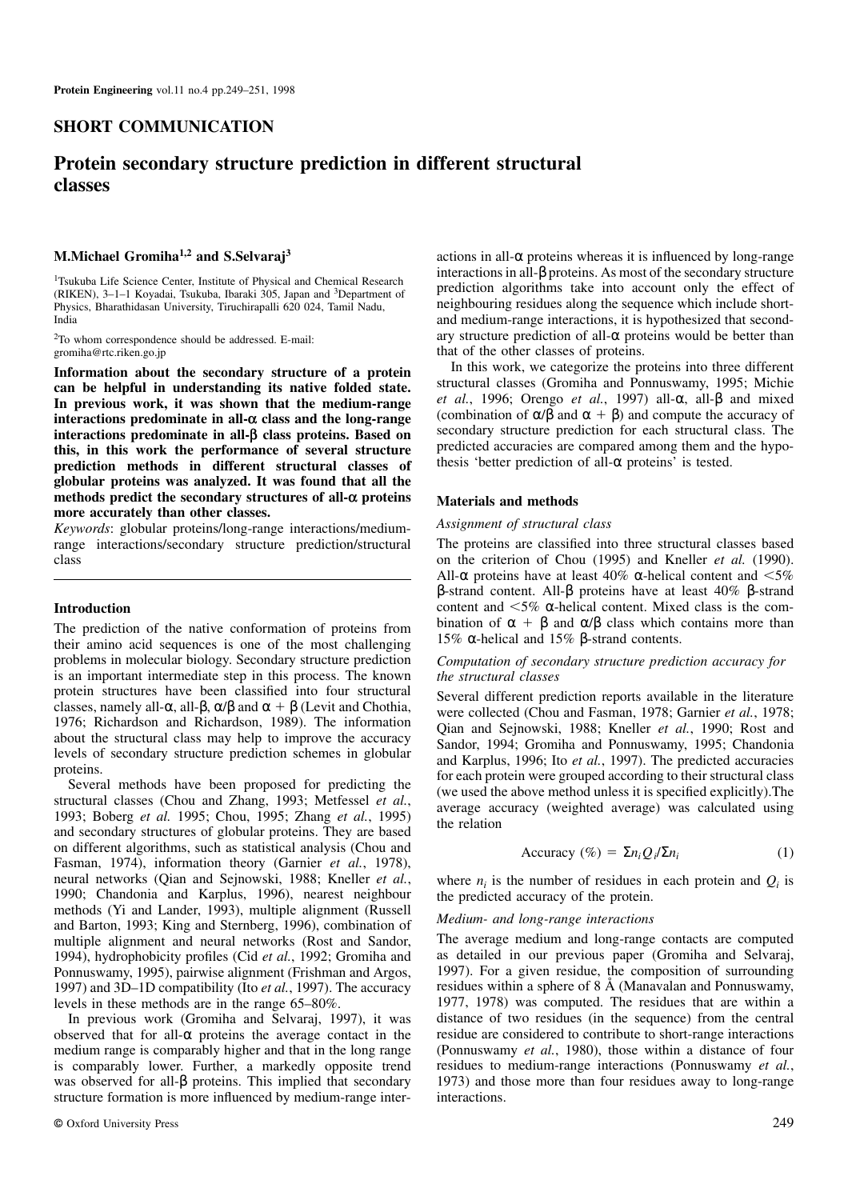## SHORT COMMUNICATION

# Protein secondary structure prediction in different structural classes

**M.Michael Gromiha[1,2] and S.Selvaraj[3]**

[1]Tsukuba Life Science Center, Institute of Physical and Chemical Research (RIKEN), 3–1–1 Koyadai, Tsukuba, Ibaraki 305, Japan and [3]Department of Physics, Bharathidasan University, Tiruchirapalli 620 024, Tamil Nadu, India

[2]To whom correspondence should be addressed. E-mail: gromiha@rtc.riken.go.jp

**Information about the secondary structure of a protein can be helpful in understanding its native folded state. In previous work, it was shown that the medium-range interactions predominate in all-α class and the long-range interactions predominate in all-β class proteins. Based on this, in this work the performance of several structure prediction methods in different structural classes of globular proteins was analyzed. It was found that all the methods predict the secondary structures of all-α proteins more accurately than other classes.**

*Keywords*: globular proteins/long-range interactions/medium-range interactions/secondary structure prediction/structural class

## Introduction

The prediction of the native conformation of proteins from their amino acid sequences is one of the most challenging problems in molecular biology. Secondary structure prediction is an important intermediate step in this process. The known protein structures have been classified into four structural classes, namely all-α, all-β, α/β and α + β (Levit and Chothia, 1976; Richardson and Richardson, 1989). The information about the structural class may help to improve the accuracy levels of secondary structure prediction schemes in globular proteins.

Several methods have been proposed for predicting the structural classes (Chou and Zhang, 1993; Metfessel *et al.*, 1993; Boberg *et al.* 1995; Chou, 1995; Zhang *et al.*, 1995) and secondary structures of globular proteins. They are based on different algorithms, such as statistical analysis (Chou and Fasman, 1974), information theory (Garnier *et al.*, 1978), neural networks (Qian and Sejnowski, 1988; Kneller *et al.*, 1990; Chandonia and Karplus, 1996), nearest neighbour methods (Yi and Lander, 1993), multiple alignment (Russell and Barton, 1993; King and Sternberg, 1996), combination of multiple alignment and neural networks (Rost and Sandor, 1994), hydrophobicity profiles (Cid *et al.*, 1992; Gromiha and Ponnuswamy, 1995), pairwise alignment (Frishman and Argos, 1997) and 3D–1D compatibility (Ito *et al.*, 1997). The accuracy levels in these methods are in the range 65–80%.

In previous work (Gromiha and Selvaraj, 1997), it was observed that for all-α proteins the average contact in the medium range is comparably higher and that in the long range is comparably lower. Further, a markedly opposite trend was observed for all-β proteins. This implied that secondary structure formation is more influenced by medium-range interactions in all-α proteins whereas it is influenced by long-range interactions in all-β proteins. As most of the secondary structure prediction algorithms take into account only the effect of neighbouring residues along the sequence which include short- and medium-range interactions, it is hypothesized that secondary structure prediction of all-α proteins would be better than that of the other classes of proteins.

In this work, we categorize the proteins into three different structural classes (Gromiha and Ponnuswamy, 1995; Michie *et al.*, 1996; Orengo *et al.*, 1997) all-α, all-β and mixed (combination of α/β and α + β) and compute the accuracy of secondary structure prediction for each structural class. The predicted accuracies are compared among them and the hypothesis 'better prediction of all-α proteins' is tested.

## Materials and methods

### *Assignment of structural class*

The proteins are classified into three structural classes based on the criterion of Chou (1995) and Kneller *et al.* (1990). All-α proteins have at least 40% α-helical content and <5% β-strand content. All-β proteins have at least 40% β-strand content and <5% α-helical content. Mixed class is the combination of α + β and α/β class which contains more than 15% α-helical and 15% β-strand contents.

### *Computation of secondary structure prediction accuracy for the structural classes*

Several different prediction reports available in the literature were collected (Chou and Fasman, 1978; Garnier *et al.*, 1978; Qian and Sejnowski, 1988; Kneller *et al.*, 1990; Rost and Sandor, 1994; Gromiha and Ponnuswamy, 1995; Chandonia and Karplus, 1996; Ito *et al.*, 1997). The predicted accuracies for each protein were grouped according to their structural class (we used the above method unless it is specified explicitly).The average accuracy (weighted average) was calculated using the relation

$$\text{Accuracy (\%)} = \Sigma n_i Q_i / \Sigma n_i \tag{1}$$

where $n_i$ is the number of residues in each protein and $Q_i$ is the predicted accuracy of the protein.

### *Medium- and long-range interactions*

The average medium and long-range contacts are computed as detailed in our previous paper (Gromiha and Selvaraj, 1997). For a given residue, the composition of surrounding residues within a sphere of 8 Å (Manavalan and Ponnuswamy, 1977, 1978) was computed. The residues that are within a distance of two residues (in the sequence) from the central residue are considered to contribute to short-range interactions (Ponnuswamy *et al.*, 1980), those within a distance of four residues to medium-range interactions (Ponnuswamy *et al.*, 1973) and those more than four residues away to long-range interactions.

© Oxford University Press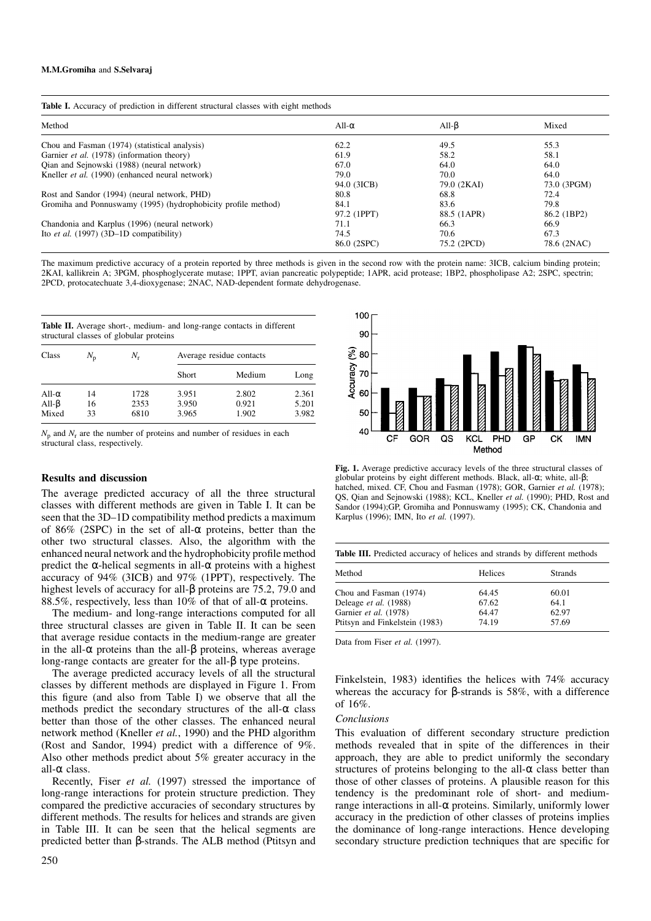**Table I.** Accuracy of prediction in different structural classes with eight methods

| Method | All-α | All-β | Mixed |
|---|---|---|---|
| Chou and Fasman (1974) (statistical analysis) | 62.2 | 49.5 | 55.3 |
| Garnier *et al.* (1978) (information theory) | 61.9 | 58.2 | 58.1 |
| Qian and Sejnowski (1988) (neural network) | 67.0 | 64.0 | 64.0 |
| Kneller *et al.* (1990) (enhanced neural network) | 79.0 | 70.0 | 64.0 |
| | 94.0 (3ICB) | 79.0 (2KAI) | 73.0 (3PGM) |
| Rost and Sandor (1994) (neural network, PHD) | 80.8 | 68.8 | 72.4 |
| Gromiha and Ponnuswamy (1995) (hydrophobicity profile method) | 84.1 | 83.6 | 79.8 |
| | 97.2 (1PPT) | 88.5 (1APR) | 86.2 (1BP2) |
| Chandonia and Karplus (1996) (neural network) | 71.1 | 66.3 | 66.9 |
| Ito *et al.* (1997) (3D–1D compatibility) | 74.5 | 70.6 | 67.3 |
| | 86.0 (2SPC) | 75.2 (2PCD) | 78.6 (2NAC) |

The maximum predictive accuracy of a protein reported by three methods is given in the second row with the protein name: 3ICB, calcium binding protein; 2KAI, kallikrein A; 3PGM, phosphoglycerate mutase; 1PPT, avian pancreatic polypeptide; 1APR, acid protease; 1BP2, phospholipase A2; 2SPC, spectrin; 2PCD, protocatechuate 3,4-dioxygenase; 2NAC, NAD-dependent formate dehydrogenase.

**Table II.** Average short-, medium- and long-range contacts in different structural classes of globular proteins

| Class | $N_p$ | $N_r$ | Average residue contacts | | |
|---|---|---|---|---|---|
| | | | Short | Medium | Long |
| All-α | 14 | 1728 | 3.951 | 2.802 | 2.361 |
| All-β | 16 | 2353 | 3.950 | 0.921 | 5.201 |
| Mixed | 33 | 6810 | 3.965 | 1.902 | 3.982 |

$N_p$ and $N_r$ are the number of proteins and number of residues in each structural class, respectively.

## Results and discussion

The average predicted accuracy of all the three structural classes with different methods are given in Table I. It can be seen that the 3D–1D compatibility method predicts a maximum of 86% (2SPC) in the set of all-α proteins, better than the other two structural classes. Also, the algorithm with the enhanced neural network and the hydrophobicity profile method predict the α-helical segments in all-α proteins with a highest accuracy of 94% (3ICB) and 97% (1PPT), respectively. The highest levels of accuracy for all-β proteins are 75.2, 79.0 and 88.5%, respectively, less than 10% of that of all-α proteins.

The medium- and long-range interactions computed for all three structural classes are given in Table II. It can be seen that average residue contacts in the medium-range are greater in the all-α proteins than the all-β proteins, whereas average long-range contacts are greater for the all-β type proteins.

The average predicted accuracy levels of all the structural classes by different methods are displayed in Figure 1. From this figure (and also from Table I) we observe that all the methods predict the secondary structures of the all-α class better than those of the other classes. The enhanced neural network method (Kneller *et al.*, 1990) and the PHD algorithm (Rost and Sandor, 1994) predict with a difference of 9%. Also other methods predict about 5% greater accuracy in the all-α class.

Recently, Fiser *et al.* (1997) stressed the importance of long-range interactions for protein structure prediction. They compared the predictive accuracies of secondary structures by different methods. The results for helices and strands are given in Table III. It can be seen that the helical segments are predicted better than β-strands. The ALB method (Ptitsyn and Finkelstein, 1983) identifies the helices with 74% accuracy whereas the accuracy for β-strands is 58%, with a difference of 16%.

**Fig. 1.** Average predictive accuracy levels of the three structural classes of globular proteins by eight different methods. Black, all-α; white, all-β; hatched, mixed. CF, Chou and Fasman (1978); GOR, Garnier *et al.* (1978); QS, Qian and Sejnowski (1988); KCL, Kneller *et al.* (1990); PHD, Rost and Sandor (1994);GP, Gromiha and Ponnuswamy (1995); CK, Chandonia and Karplus (1996); IMN, Ito *et al.* (1997).

**Table III.** Predicted accuracy of helices and strands by different methods

| Method | Helices | Strands |
|---|---|---|
| Chou and Fasman (1974) | 64.45 | 60.01 |
| Deleage *et al.* (1988) | 67.62 | 64.1 |
| Garnier *et al.* (1978) | 64.47 | 62.97 |
| Ptitsyn and Finkelstein (1983) | 74.19 | 57.69 |

Data from Fiser *et al.* (1997).

### *Conclusions*

This evaluation of different secondary structure prediction methods revealed that in spite of the differences in their approach, they are able to predict uniformly the secondary structures of proteins belonging to the all-α class better than those of other classes of proteins. A plausible reason for this tendency is the predominant role of short- and medium-range interactions in all-α proteins. Similarly, uniformly lower accuracy in the prediction of other classes of proteins implies the dominance of long-range interactions. Hence developing secondary structure prediction techniques that are specific for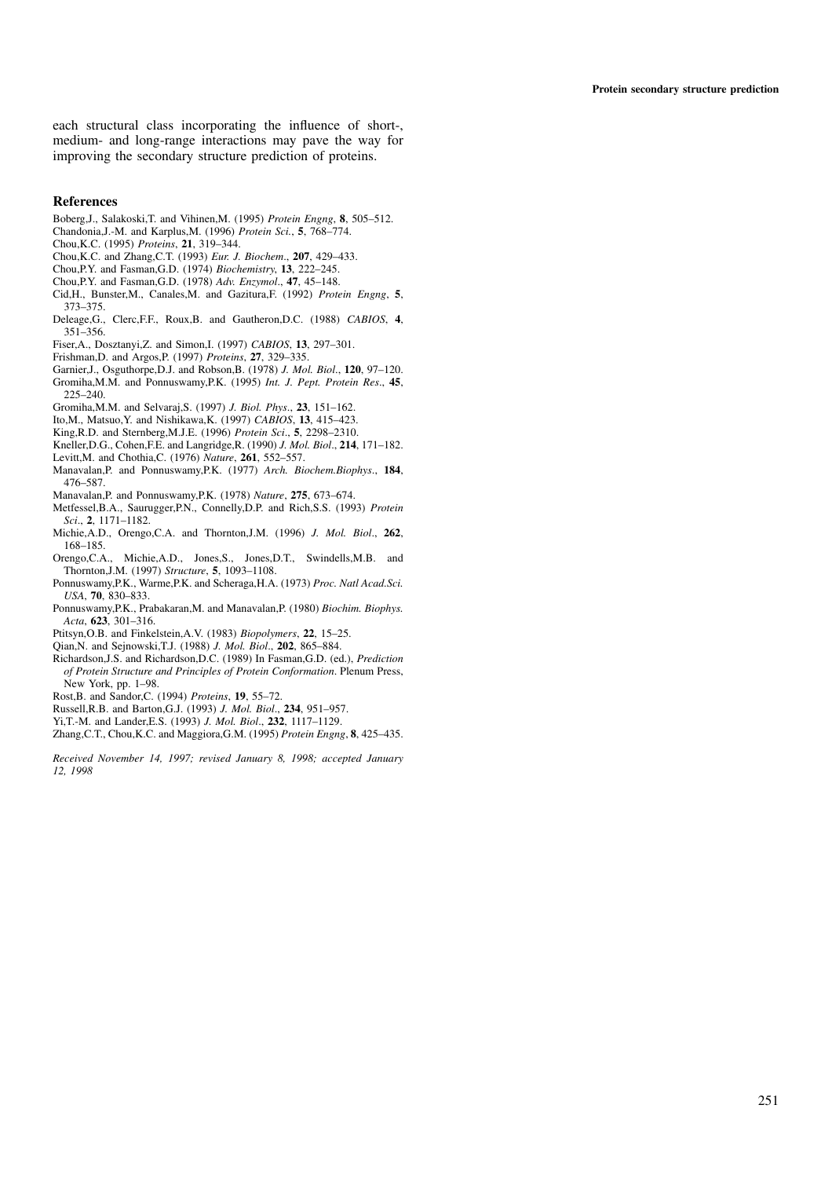each structural class incorporating the influence of short-, medium- and long-range interactions may pave the way for improving the secondary structure prediction of proteins.

## References

Boberg,J., Salakoski,T. and Vihinen,M. (1995) *Protein Engng*, **8**, 505–512.

Chandonia,J.-M. and Karplus,M. (1996) *Protein Sci.*, **5**, 768–774.

Chou,K.C. (1995) *Proteins*, **21**, 319–344.

Chou,K.C. and Zhang,C.T. (1993) *Eur. J. Biochem*., **207**, 429–433.

Chou,P.Y. and Fasman,G.D. (1974) *Biochemistry*, **13**, 222–245.

Chou,P.Y. and Fasman,G.D. (1978) *Adv. Enzymol*., **47**, 45–148.

Cid,H., Bunster,M., Canales,M. and Gazitura,F. (1992) *Protein Engng*, **5**, 373–375.

Deleage,G., Clerc,F.F., Roux,B. and Gautheron,D.C. (1988) *CABIOS*, **4**, 351–356.

Fiser,A., Dosztanyi,Z. and Simon,I. (1997) *CABIOS*, **13**, 297–301.

Frishman,D. and Argos,P. (1997) *Proteins*, **27**, 329–335.

Garnier,J., Osguthorpe,D.J. and Robson,B. (1978) *J. Mol. Biol*., **120**, 97–120.

Gromiha,M.M. and Ponnuswamy,P.K. (1995) *Int. J. Pept. Protein Res*., **45**, 225–240.

Gromiha,M.M. and Selvaraj,S. (1997) *J. Biol. Phys*., **23**, 151–162.

Ito,M., Matsuo,Y. and Nishikawa,K. (1997) *CABIOS*, **13**, 415–423.

King,R.D. and Sternberg,M.J.E. (1996) *Protein Sci*., **5**, 2298–2310.

Kneller,D.G., Cohen,F.E. and Langridge,R. (1990) *J. Mol. Biol*., **214**, 171–182.

Levitt,M. and Chothia,C. (1976) *Nature*, **261**, 552–557.

Manavalan,P. and Ponnuswamy,P.K. (1977) *Arch. Biochem.Biophys*., **184**, 476–587.

Manavalan,P. and Ponnuswamy,P.K. (1978) *Nature*, **275**, 673–674.

Metfessel,B.A., Saurugger,P.N., Connelly,D.P. and Rich,S.S. (1993) *Protein Sci*., **2**, 1171–1182.

Michie,A.D., Orengo,C.A. and Thornton,J.M. (1996) *J. Mol. Biol*., **262**, 168–185.

Orengo,C.A., Michie,A.D., Jones,S., Jones,D.T., Swindells,M.B. and Thornton,J.M. (1997) *Structure*, **5**, 1093–1108.

Ponnuswamy,P.K., Warme,P.K. and Scheraga,H.A. (1973) *Proc. Natl Acad.Sci. USA*, **70**, 830–833.

Ponnuswamy,P.K., Prabakaran,M. and Manavalan,P. (1980) *Biochim. Biophys. Acta*, **623**, 301–316.

Ptitsyn,O.B. and Finkelstein,A.V. (1983) *Biopolymers*, **22**, 15–25.

Qian,N. and Sejnowski,T.J. (1988) *J. Mol. Biol*., **202**, 865–884.

Richardson,J.S. and Richardson,D.C. (1989) In Fasman,G.D. (ed.), *Prediction of Protein Structure and Principles of Protein Conformation*. Plenum Press, New York, pp. 1–98.

Rost,B. and Sandor,C. (1994) *Proteins*, **19**, 55–72.

Russell,R.B. and Barton,G.J. (1993) *J. Mol. Biol*., **234**, 951–957.

Yi,T.-M. and Lander,E.S. (1993) *J. Mol. Biol*., **232**, 1117–1129.

Zhang,C.T., Chou,K.C. and Maggiora,G.M. (1995) *Protein Engng*, **8**, 425–435.

*Received November 14, 1997; revised January 8, 1998; accepted January 12, 1998*